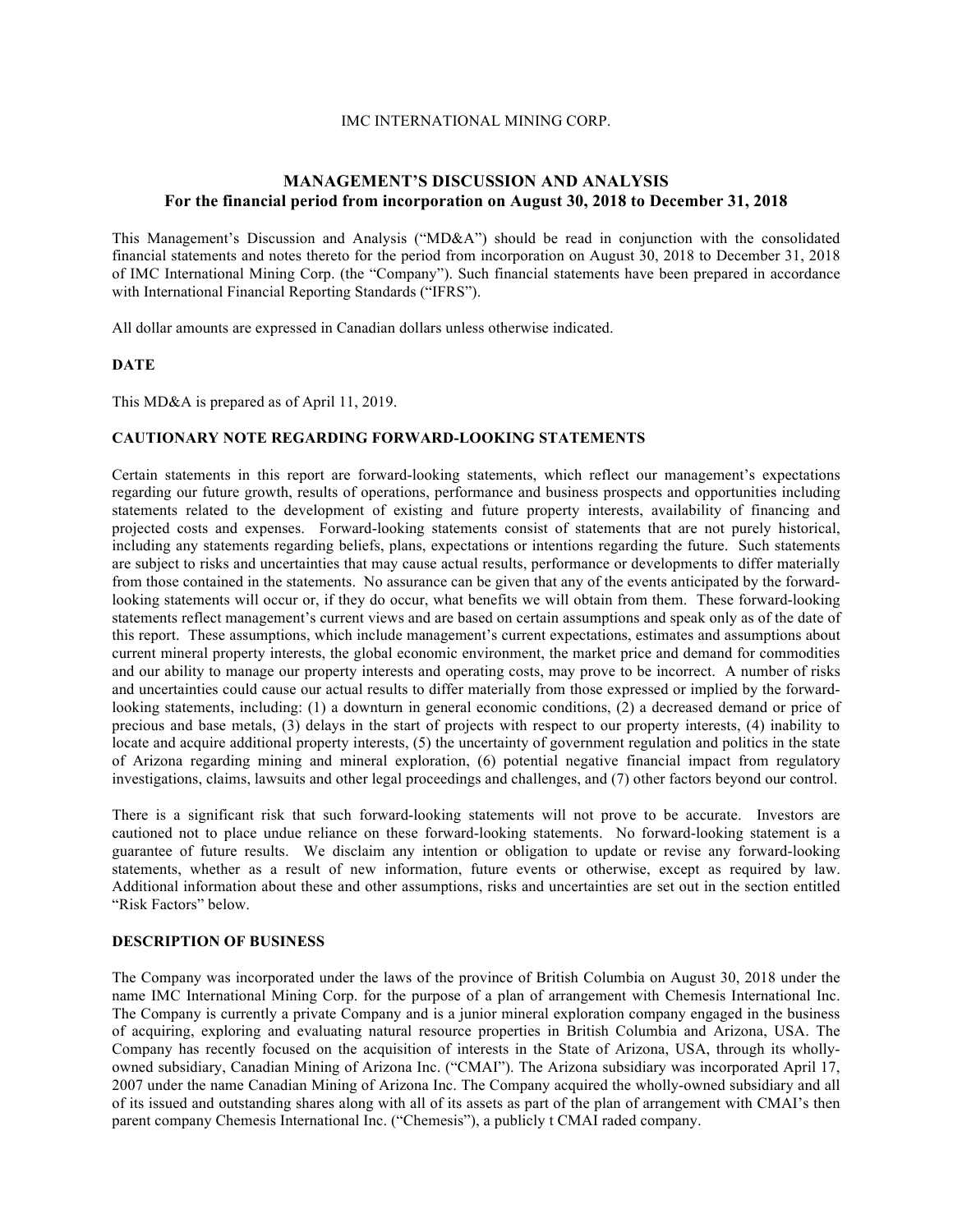IMC INTERNATIONAL MINING CORP.

# MANAGEMENT'S DISCUSSION AND ANALYSIS
## For the financial period from incorporation on August 30, 2018 to December 31, 2018

This Management's Discussion and Analysis ("MD&A") should be read in conjunction with the consolidated financial statements and notes thereto for the period from incorporation on August 30, 2018 to December 31, 2018 of IMC International Mining Corp. (the "Company"). Such financial statements have been prepared in accordance with International Financial Reporting Standards ("IFRS").

All dollar amounts are expressed in Canadian dollars unless otherwise indicated.

### DATE

This MD&A is prepared as of April 11, 2019.

### CAUTIONARY NOTE REGARDING FORWARD-LOOKING STATEMENTS

Certain statements in this report are forward-looking statements, which reflect our management's expectations regarding our future growth, results of operations, performance and business prospects and opportunities including statements related to the development of existing and future property interests, availability of financing and projected costs and expenses. Forward-looking statements consist of statements that are not purely historical, including any statements regarding beliefs, plans, expectations or intentions regarding the future. Such statements are subject to risks and uncertainties that may cause actual results, performance or developments to differ materially from those contained in the statements. No assurance can be given that any of the events anticipated by the forward-looking statements will occur or, if they do occur, what benefits we will obtain from them. These forward-looking statements reflect management's current views and are based on certain assumptions and speak only as of the date of this report. These assumptions, which include management's current expectations, estimates and assumptions about current mineral property interests, the global economic environment, the market price and demand for commodities and our ability to manage our property interests and operating costs, may prove to be incorrect. A number of risks and uncertainties could cause our actual results to differ materially from those expressed or implied by the forward-looking statements, including: (1) a downturn in general economic conditions, (2) a decreased demand or price of precious and base metals, (3) delays in the start of projects with respect to our property interests, (4) inability to locate and acquire additional property interests, (5) the uncertainty of government regulation and politics in the state of Arizona regarding mining and mineral exploration, (6) potential negative financial impact from regulatory investigations, claims, lawsuits and other legal proceedings and challenges, and (7) other factors beyond our control.

There is a significant risk that such forward-looking statements will not prove to be accurate. Investors are cautioned not to place undue reliance on these forward-looking statements. No forward-looking statement is a guarantee of future results. We disclaim any intention or obligation to update or revise any forward-looking statements, whether as a result of new information, future events or otherwise, except as required by law. Additional information about these and other assumptions, risks and uncertainties are set out in the section entitled "Risk Factors" below.

### DESCRIPTION OF BUSINESS

The Company was incorporated under the laws of the province of British Columbia on August 30, 2018 under the name IMC International Mining Corp. for the purpose of a plan of arrangement with Chemesis International Inc. The Company is currently a private Company and is a junior mineral exploration company engaged in the business of acquiring, exploring and evaluating natural resource properties in British Columbia and Arizona, USA. The Company has recently focused on the acquisition of interests in the State of Arizona, USA, through its wholly-owned subsidiary, Canadian Mining of Arizona Inc. ("CMAI"). The Arizona subsidiary was incorporated April 17, 2007 under the name Canadian Mining of Arizona Inc. The Company acquired the wholly-owned subsidiary and all of its issued and outstanding shares along with all of its assets as part of the plan of arrangement with CMAI's then parent company Chemesis International Inc. ("Chemesis"), a publicly t CMAI raded company.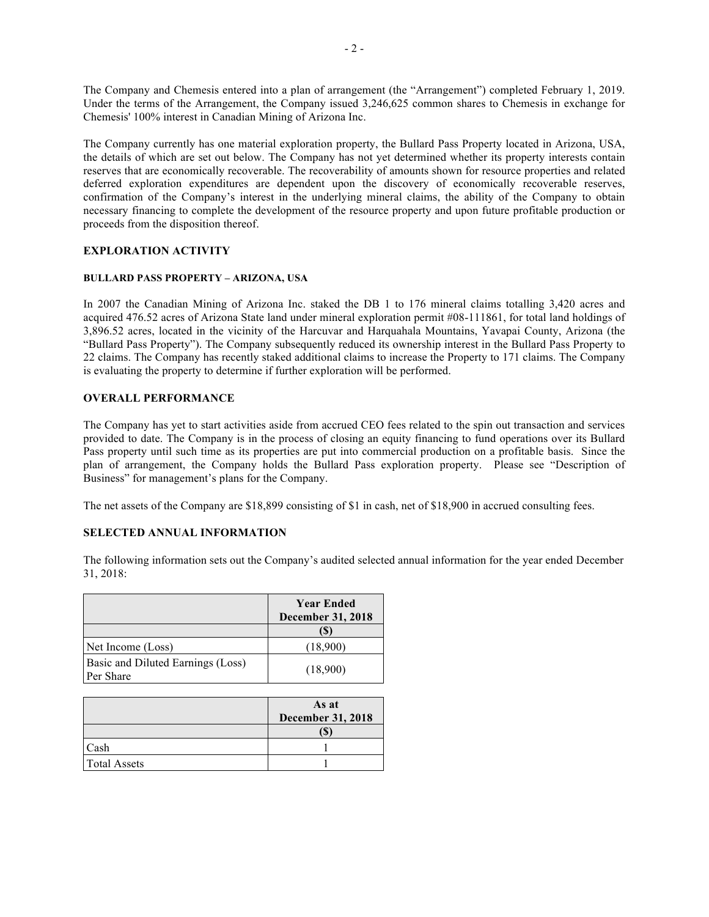The Company and Chemesis entered into a plan of arrangement (the "Arrangement") completed February 1, 2019. Under the terms of the Arrangement, the Company issued 3,246,625 common shares to Chemesis in exchange for Chemesis' 100% interest in Canadian Mining of Arizona Inc.

The Company currently has one material exploration property, the Bullard Pass Property located in Arizona, USA, the details of which are set out below. The Company has not yet determined whether its property interests contain reserves that are economically recoverable. The recoverability of amounts shown for resource properties and related deferred exploration expenditures are dependent upon the discovery of economically recoverable reserves, confirmation of the Company's interest in the underlying mineral claims, the ability of the Company to obtain necessary financing to complete the development of the resource property and upon future profitable production or proceeds from the disposition thereof.

## EXPLORATION ACTIVITY

### BULLARD PASS PROPERTY – ARIZONA, USA

In 2007 the Canadian Mining of Arizona Inc. staked the DB 1 to 176 mineral claims totalling 3,420 acres and acquired 476.52 acres of Arizona State land under mineral exploration permit #08-111861, for total land holdings of 3,896.52 acres, located in the vicinity of the Harcuvar and Harquahala Mountains, Yavapai County, Arizona (the "Bullard Pass Property"). The Company subsequently reduced its ownership interest in the Bullard Pass Property to 22 claims. The Company has recently staked additional claims to increase the Property to 171 claims. The Company is evaluating the property to determine if further exploration will be performed.

## OVERALL PERFORMANCE

The Company has yet to start activities aside from accrued CEO fees related to the spin out transaction and services provided to date. The Company is in the process of closing an equity financing to fund operations over its Bullard Pass property until such time as its properties are put into commercial production on a profitable basis. Since the plan of arrangement, the Company holds the Bullard Pass exploration property. Please see "Description of Business" for management's plans for the Company.

The net assets of the Company are $18,899 consisting of $1 in cash, net of $18,900 in accrued consulting fees.

## SELECTED ANNUAL INFORMATION

The following information sets out the Company's audited selected annual information for the year ended December 31, 2018:

| | Year Ended December 31, 2018 |
|---|---|
| | ($) |
| Net Income (Loss) | (18,900) |
| Basic and Diluted Earnings (Loss) Per Share | (18,900) |

| | As at December 31, 2018 |
|---|---|
| | ($) |
| Cash | 1 |
| Total Assets | 1 |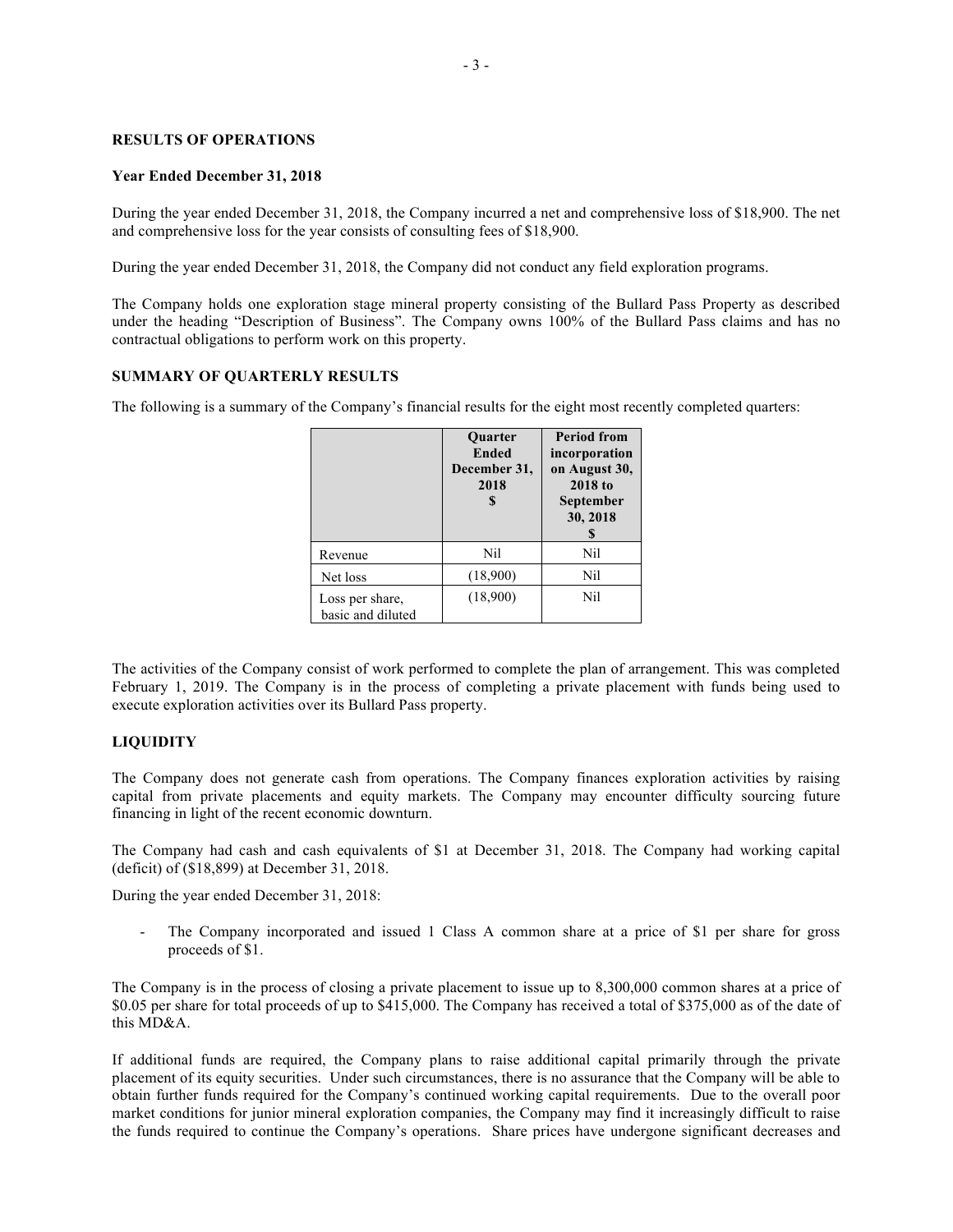## RESULTS OF OPERATIONS

### Year Ended December 31, 2018

During the year ended December 31, 2018, the Company incurred a net and comprehensive loss of $18,900. The net and comprehensive loss for the year consists of consulting fees of $18,900.

During the year ended December 31, 2018, the Company did not conduct any field exploration programs.

The Company holds one exploration stage mineral property consisting of the Bullard Pass Property as described under the heading "Description of Business". The Company owns 100% of the Bullard Pass claims and has no contractual obligations to perform work on this property.

## SUMMARY OF QUARTERLY RESULTS

The following is a summary of the Company's financial results for the eight most recently completed quarters:

| | Quarter Ended December 31, 2018 $ | Period from incorporation on August 30, 2018 to September 30, 2018 $ |
|---|---|---|
| Revenue | Nil | Nil |
| Net loss | (18,900) | Nil |
| Loss per share, basic and diluted | (18,900) | Nil |

The activities of the Company consist of work performed to complete the plan of arrangement. This was completed February 1, 2019. The Company is in the process of completing a private placement with funds being used to execute exploration activities over its Bullard Pass property.

## LIQUIDITY

The Company does not generate cash from operations. The Company finances exploration activities by raising capital from private placements and equity markets. The Company may encounter difficulty sourcing future financing in light of the recent economic downturn.

The Company had cash and cash equivalents of $1 at December 31, 2018. The Company had working capital (deficit) of ($18,899) at December 31, 2018.

During the year ended December 31, 2018:

- The Company incorporated and issued 1 Class A common share at a price of $1 per share for gross proceeds of $1.

The Company is in the process of closing a private placement to issue up to 8,300,000 common shares at a price of $0.05 per share for total proceeds of up to $415,000. The Company has received a total of $375,000 as of the date of this MD&A.

If additional funds are required, the Company plans to raise additional capital primarily through the private placement of its equity securities. Under such circumstances, there is no assurance that the Company will be able to obtain further funds required for the Company's continued working capital requirements. Due to the overall poor market conditions for junior mineral exploration companies, the Company may find it increasingly difficult to raise the funds required to continue the Company's operations. Share prices have undergone significant decreases and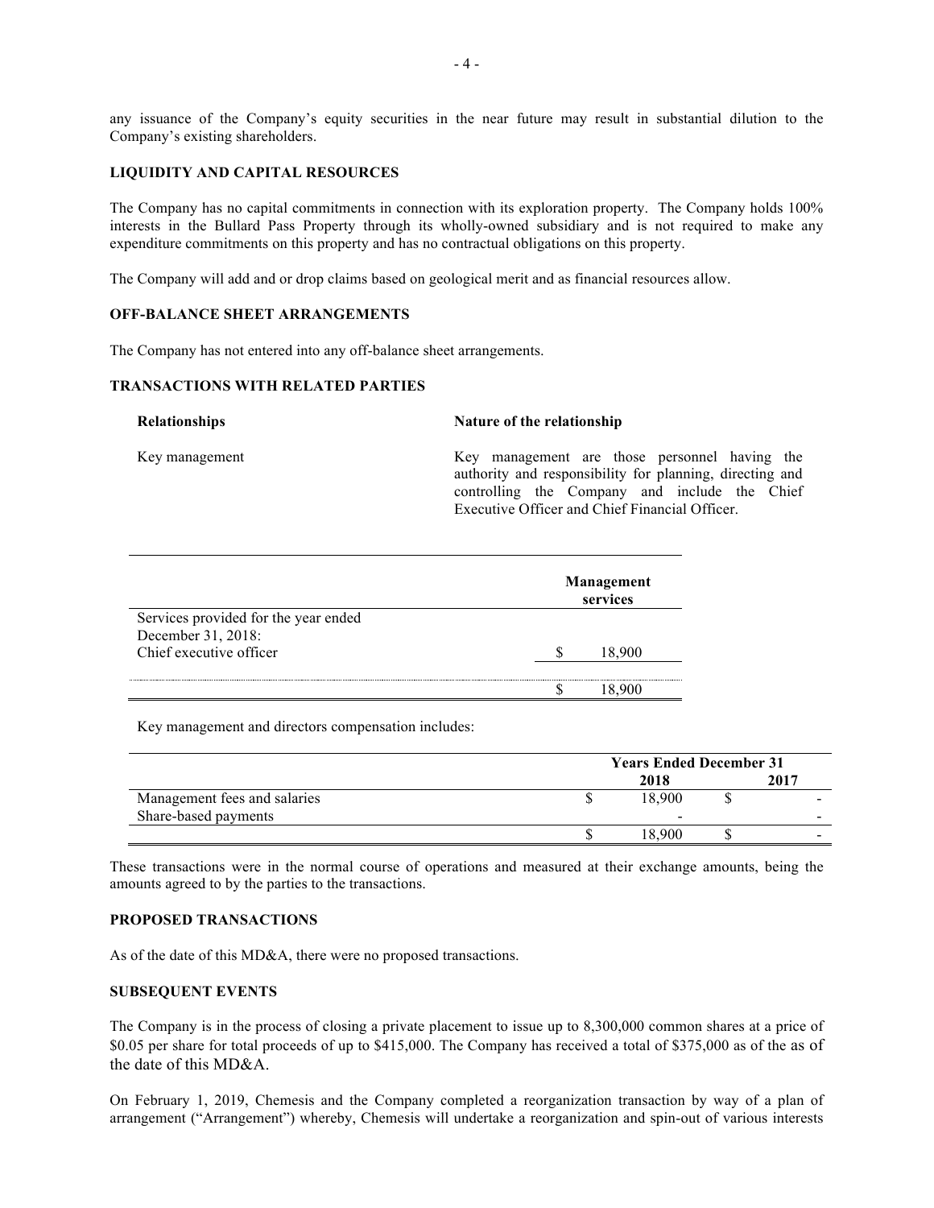any issuance of the Company's equity securities in the near future may result in substantial dilution to the Company's existing shareholders.

## LIQUIDITY AND CAPITAL RESOURCES

The Company has no capital commitments in connection with its exploration property. The Company holds 100% interests in the Bullard Pass Property through its wholly-owned subsidiary and is not required to make any expenditure commitments on this property and has no contractual obligations on this property.

The Company will add and or drop claims based on geological merit and as financial resources allow.

## OFF-BALANCE SHEET ARRANGEMENTS

The Company has not entered into any off-balance sheet arrangements.

## TRANSACTIONS WITH RELATED PARTIES

| **Relationships** | **Nature of the relationship** |
| --- | --- |
| Key management | Key management are those personnel having the authority and responsibility for planning, directing and controlling the Company and include the Chief Executive Officer and Chief Financial Officer. |

| | **Management services** |
| --- | --- |
| Services provided for the year ended December 31, 2018: | |
| Chief executive officer | $ 18,900 |
| | $ 18,900 |

Key management and directors compensation includes:

| | **Years Ended December 31** | |
| --- | --- | --- |
| | **2018** | **2017** |
| Management fees and salaries | $ 18,900 | $ - |
| Share-based payments | - | - |
| | $ 18,900 | $ - |

These transactions were in the normal course of operations and measured at their exchange amounts, being the amounts agreed to by the parties to the transactions.

## PROPOSED TRANSACTIONS

As of the date of this MD&A, there were no proposed transactions.

## SUBSEQUENT EVENTS

The Company is in the process of closing a private placement to issue up to 8,300,000 common shares at a price of $0.05 per share for total proceeds of up to $415,000. The Company has received a total of $375,000 as of the as of the date of this MD&A.

On February 1, 2019, Chemesis and the Company completed a reorganization transaction by way of a plan of arrangement ("Arrangement") whereby, Chemesis will undertake a reorganization and spin-out of various interests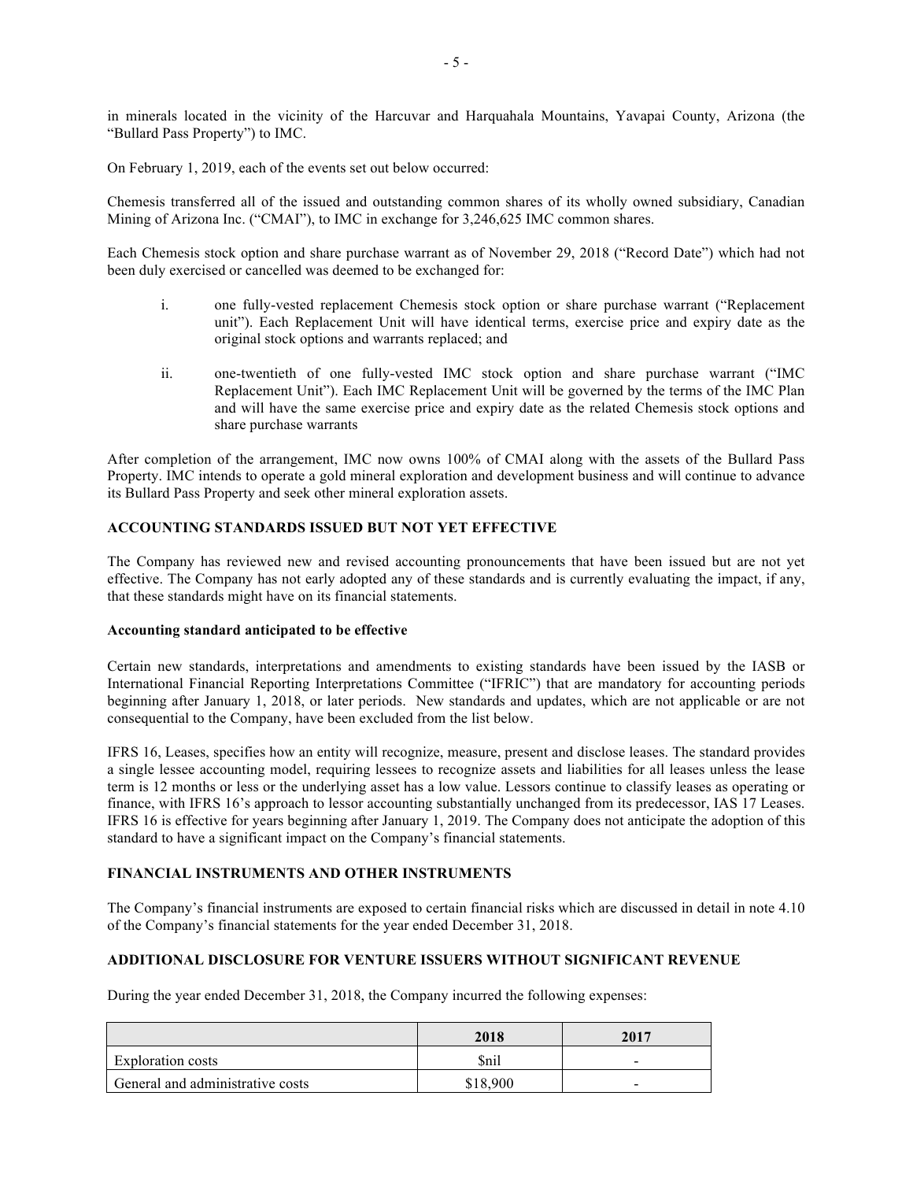in minerals located in the vicinity of the Harcuvar and Harquahala Mountains, Yavapai County, Arizona (the "Bullard Pass Property") to IMC.

On February 1, 2019, each of the events set out below occurred:

Chemesis transferred all of the issued and outstanding common shares of its wholly owned subsidiary, Canadian Mining of Arizona Inc. ("CMAI"), to IMC in exchange for 3,246,625 IMC common shares.

Each Chemesis stock option and share purchase warrant as of November 29, 2018 ("Record Date") which had not been duly exercised or cancelled was deemed to be exchanged for:

i. one fully-vested replacement Chemesis stock option or share purchase warrant ("Replacement unit"). Each Replacement Unit will have identical terms, exercise price and expiry date as the original stock options and warrants replaced; and

ii. one-twentieth of one fully-vested IMC stock option and share purchase warrant ("IMC Replacement Unit"). Each IMC Replacement Unit will be governed by the terms of the IMC Plan and will have the same exercise price and expiry date as the related Chemesis stock options and share purchase warrants

After completion of the arrangement, IMC now owns 100% of CMAI along with the assets of the Bullard Pass Property. IMC intends to operate a gold mineral exploration and development business and will continue to advance its Bullard Pass Property and seek other mineral exploration assets.

## ACCOUNTING STANDARDS ISSUED BUT NOT YET EFFECTIVE

The Company has reviewed new and revised accounting pronouncements that have been issued but are not yet effective. The Company has not early adopted any of these standards and is currently evaluating the impact, if any, that these standards might have on its financial statements.

### Accounting standard anticipated to be effective

Certain new standards, interpretations and amendments to existing standards have been issued by the IASB or International Financial Reporting Interpretations Committee ("IFRIC") that are mandatory for accounting periods beginning after January 1, 2018, or later periods. New standards and updates, which are not applicable or are not consequential to the Company, have been excluded from the list below.

IFRS 16, Leases, specifies how an entity will recognize, measure, present and disclose leases. The standard provides a single lessee accounting model, requiring lessees to recognize assets and liabilities for all leases unless the lease term is 12 months or less or the underlying asset has a low value. Lessors continue to classify leases as operating or finance, with IFRS 16's approach to lessor accounting substantially unchanged from its predecessor, IAS 17 Leases. IFRS 16 is effective for years beginning after January 1, 2019. The Company does not anticipate the adoption of this standard to have a significant impact on the Company's financial statements.

## FINANCIAL INSTRUMENTS AND OTHER INSTRUMENTS

The Company's financial instruments are exposed to certain financial risks which are discussed in detail in note 4.10 of the Company's financial statements for the year ended December 31, 2018.

## ADDITIONAL DISCLOSURE FOR VENTURE ISSUERS WITHOUT SIGNIFICANT REVENUE

During the year ended December 31, 2018, the Company incurred the following expenses:

| | 2018 | 2017 |
|---|---|---|
| Exploration costs | $nil | - |
| General and administrative costs | $18,900 | - |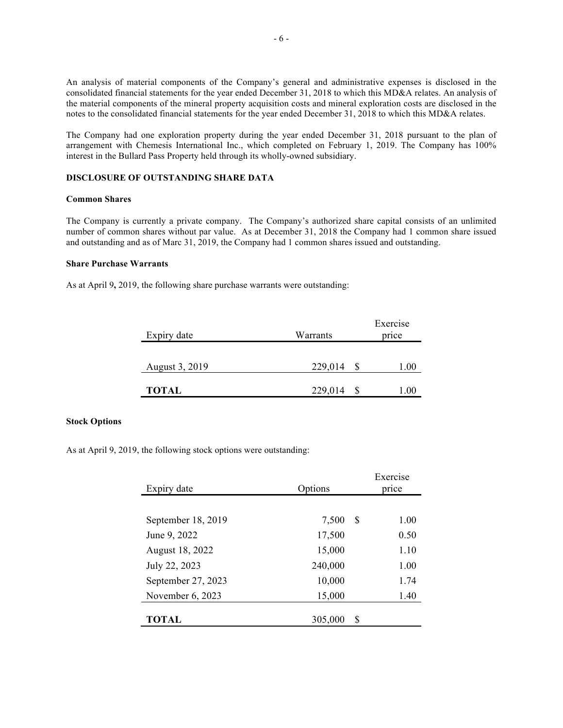An analysis of material components of the Company's general and administrative expenses is disclosed in the consolidated financial statements for the year ended December 31, 2018 to which this MD&A relates. An analysis of the material components of the mineral property acquisition costs and mineral exploration costs are disclosed in the notes to the consolidated financial statements for the year ended December 31, 2018 to which this MD&A relates.

The Company had one exploration property during the year ended December 31, 2018 pursuant to the plan of arrangement with Chemesis International Inc., which completed on February 1, 2019. The Company has 100% interest in the Bullard Pass Property held through its wholly-owned subsidiary.

## DISCLOSURE OF OUTSTANDING SHARE DATA

### Common Shares

The Company is currently a private company. The Company's authorized share capital consists of an unlimited number of common shares without par value. As at December 31, 2018 the Company had 1 common share issued and outstanding and as of Marc 31, 2019, the Company had 1 common shares issued and outstanding.

### Share Purchase Warrants

As at April 9, 2019, the following share purchase warrants were outstanding:

| Expiry date | Warrants | Exercise price |
|---|---|---|
| August 3, 2019 | 229,014 | $ 1.00 |
| **TOTAL** | 229,014 | $ 1.00 |

### Stock Options

As at April 9, 2019, the following stock options were outstanding:

| Expiry date | Options | Exercise price |
|---|---|---|
| September 18, 2019 | 7,500 | $ 1.00 |
| June 9, 2022 | 17,500 | 0.50 |
| August 18, 2022 | 15,000 | 1.10 |
| July 22, 2023 | 240,000 | 1.00 |
| September 27, 2023 | 10,000 | 1.74 |
| November 6, 2023 | 15,000 | 1.40 |
| **TOTAL** | 305,000 | $ |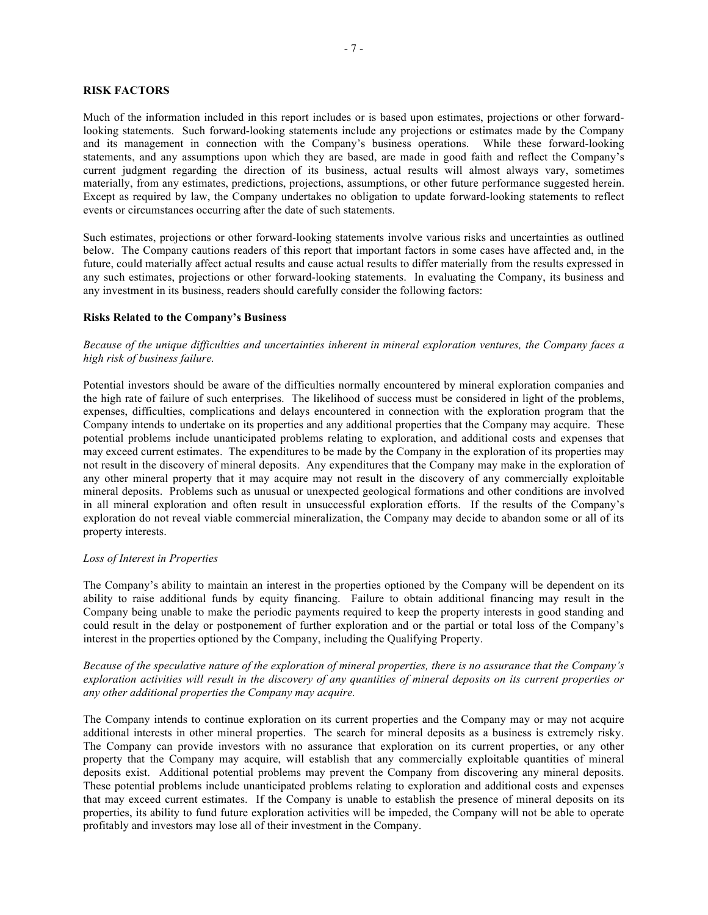## RISK FACTORS

Much of the information included in this report includes or is based upon estimates, projections or other forward-looking statements. Such forward-looking statements include any projections or estimates made by the Company and its management in connection with the Company's business operations. While these forward-looking statements, and any assumptions upon which they are based, are made in good faith and reflect the Company's current judgment regarding the direction of its business, actual results will almost always vary, sometimes materially, from any estimates, predictions, projections, assumptions, or other future performance suggested herein. Except as required by law, the Company undertakes no obligation to update forward-looking statements to reflect events or circumstances occurring after the date of such statements.

Such estimates, projections or other forward-looking statements involve various risks and uncertainties as outlined below. The Company cautions readers of this report that important factors in some cases have affected and, in the future, could materially affect actual results and cause actual results to differ materially from the results expressed in any such estimates, projections or other forward-looking statements. In evaluating the Company, its business and any investment in its business, readers should carefully consider the following factors:

### Risks Related to the Company's Business

*Because of the unique difficulties and uncertainties inherent in mineral exploration ventures, the Company faces a high risk of business failure.*

Potential investors should be aware of the difficulties normally encountered by mineral exploration companies and the high rate of failure of such enterprises. The likelihood of success must be considered in light of the problems, expenses, difficulties, complications and delays encountered in connection with the exploration program that the Company intends to undertake on its properties and any additional properties that the Company may acquire. These potential problems include unanticipated problems relating to exploration, and additional costs and expenses that may exceed current estimates. The expenditures to be made by the Company in the exploration of its properties may not result in the discovery of mineral deposits. Any expenditures that the Company may make in the exploration of any other mineral property that it may acquire may not result in the discovery of any commercially exploitable mineral deposits. Problems such as unusual or unexpected geological formations and other conditions are involved in all mineral exploration and often result in unsuccessful exploration efforts. If the results of the Company's exploration do not reveal viable commercial mineralization, the Company may decide to abandon some or all of its property interests.

*Loss of Interest in Properties*

The Company's ability to maintain an interest in the properties optioned by the Company will be dependent on its ability to raise additional funds by equity financing. Failure to obtain additional financing may result in the Company being unable to make the periodic payments required to keep the property interests in good standing and could result in the delay or postponement of further exploration and or the partial or total loss of the Company's interest in the properties optioned by the Company, including the Qualifying Property.

*Because of the speculative nature of the exploration of mineral properties, there is no assurance that the Company's exploration activities will result in the discovery of any quantities of mineral deposits on its current properties or any other additional properties the Company may acquire.*

The Company intends to continue exploration on its current properties and the Company may or may not acquire additional interests in other mineral properties. The search for mineral deposits as a business is extremely risky. The Company can provide investors with no assurance that exploration on its current properties, or any other property that the Company may acquire, will establish that any commercially exploitable quantities of mineral deposits exist. Additional potential problems may prevent the Company from discovering any mineral deposits. These potential problems include unanticipated problems relating to exploration and additional costs and expenses that may exceed current estimates. If the Company is unable to establish the presence of mineral deposits on its properties, its ability to fund future exploration activities will be impeded, the Company will not be able to operate profitably and investors may lose all of their investment in the Company.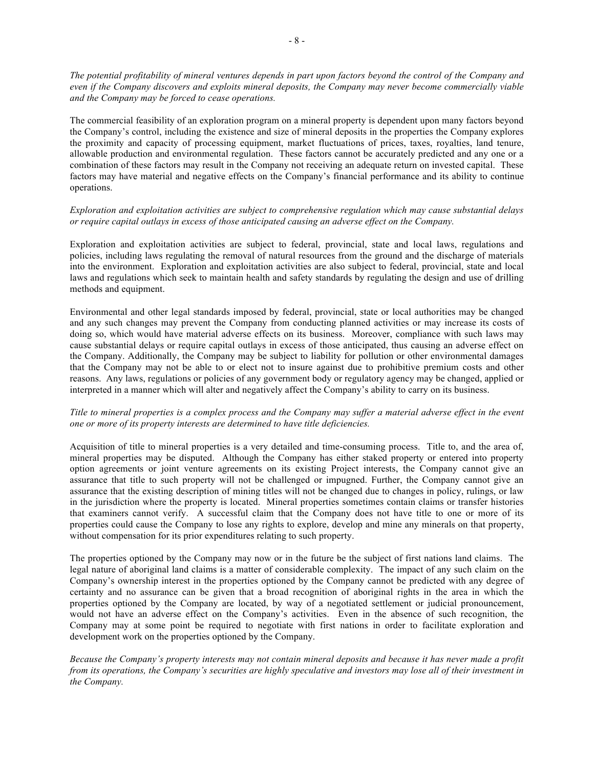*The potential profitability of mineral ventures depends in part upon factors beyond the control of the Company and even if the Company discovers and exploits mineral deposits, the Company may never become commercially viable and the Company may be forced to cease operations.*

The commercial feasibility of an exploration program on a mineral property is dependent upon many factors beyond the Company's control, including the existence and size of mineral deposits in the properties the Company explores the proximity and capacity of processing equipment, market fluctuations of prices, taxes, royalties, land tenure, allowable production and environmental regulation. These factors cannot be accurately predicted and any one or a combination of these factors may result in the Company not receiving an adequate return on invested capital. These factors may have material and negative effects on the Company's financial performance and its ability to continue operations.

*Exploration and exploitation activities are subject to comprehensive regulation which may cause substantial delays or require capital outlays in excess of those anticipated causing an adverse effect on the Company.*

Exploration and exploitation activities are subject to federal, provincial, state and local laws, regulations and policies, including laws regulating the removal of natural resources from the ground and the discharge of materials into the environment. Exploration and exploitation activities are also subject to federal, provincial, state and local laws and regulations which seek to maintain health and safety standards by regulating the design and use of drilling methods and equipment.

Environmental and other legal standards imposed by federal, provincial, state or local authorities may be changed and any such changes may prevent the Company from conducting planned activities or may increase its costs of doing so, which would have material adverse effects on its business. Moreover, compliance with such laws may cause substantial delays or require capital outlays in excess of those anticipated, thus causing an adverse effect on the Company. Additionally, the Company may be subject to liability for pollution or other environmental damages that the Company may not be able to or elect not to insure against due to prohibitive premium costs and other reasons. Any laws, regulations or policies of any government body or regulatory agency may be changed, applied or interpreted in a manner which will alter and negatively affect the Company's ability to carry on its business.

*Title to mineral properties is a complex process and the Company may suffer a material adverse effect in the event one or more of its property interests are determined to have title deficiencies.*

Acquisition of title to mineral properties is a very detailed and time-consuming process. Title to, and the area of, mineral properties may be disputed. Although the Company has either staked property or entered into property option agreements or joint venture agreements on its existing Project interests, the Company cannot give an assurance that title to such property will not be challenged or impugned. Further, the Company cannot give an assurance that the existing description of mining titles will not be changed due to changes in policy, rulings, or law in the jurisdiction where the property is located. Mineral properties sometimes contain claims or transfer histories that examiners cannot verify. A successful claim that the Company does not have title to one or more of its properties could cause the Company to lose any rights to explore, develop and mine any minerals on that property, without compensation for its prior expenditures relating to such property.

The properties optioned by the Company may now or in the future be the subject of first nations land claims. The legal nature of aboriginal land claims is a matter of considerable complexity. The impact of any such claim on the Company's ownership interest in the properties optioned by the Company cannot be predicted with any degree of certainty and no assurance can be given that a broad recognition of aboriginal rights in the area in which the properties optioned by the Company are located, by way of a negotiated settlement or judicial pronouncement, would not have an adverse effect on the Company's activities. Even in the absence of such recognition, the Company may at some point be required to negotiate with first nations in order to facilitate exploration and development work on the properties optioned by the Company.

*Because the Company's property interests may not contain mineral deposits and because it has never made a profit from its operations, the Company's securities are highly speculative and investors may lose all of their investment in the Company.*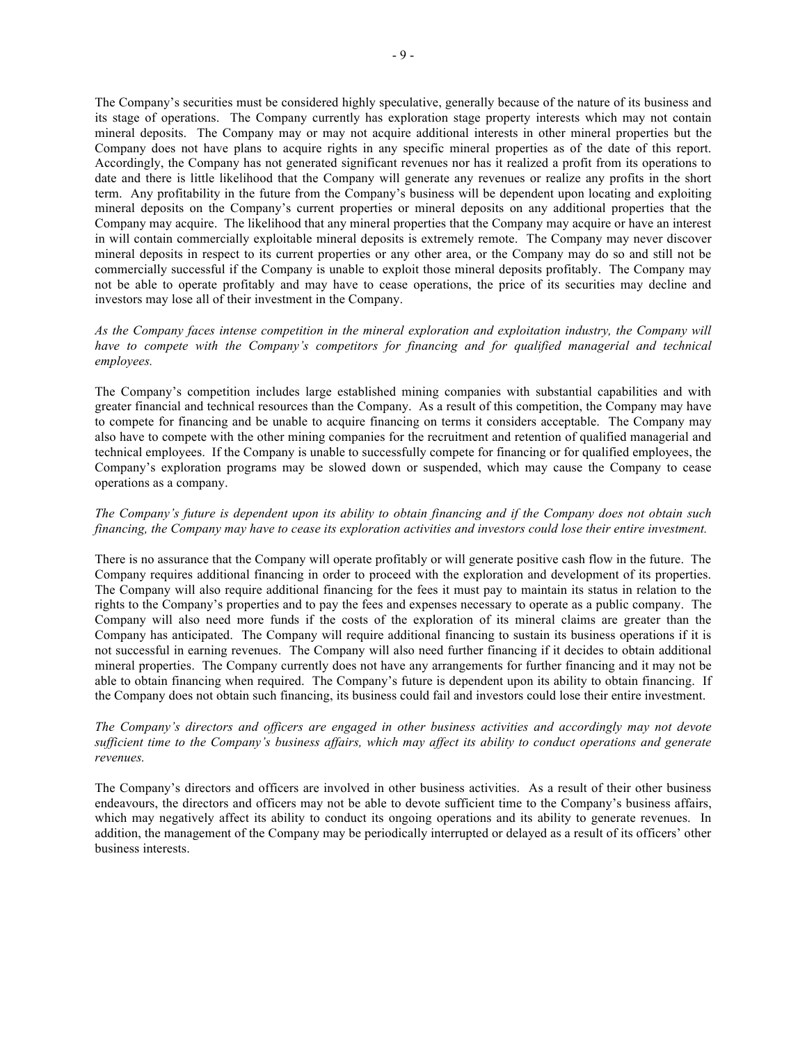The Company's securities must be considered highly speculative, generally because of the nature of its business and its stage of operations. The Company currently has exploration stage property interests which may not contain mineral deposits. The Company may or may not acquire additional interests in other mineral properties but the Company does not have plans to acquire rights in any specific mineral properties as of the date of this report. Accordingly, the Company has not generated significant revenues nor has it realized a profit from its operations to date and there is little likelihood that the Company will generate any revenues or realize any profits in the short term. Any profitability in the future from the Company's business will be dependent upon locating and exploiting mineral deposits on the Company's current properties or mineral deposits on any additional properties that the Company may acquire. The likelihood that any mineral properties that the Company may acquire or have an interest in will contain commercially exploitable mineral deposits is extremely remote. The Company may never discover mineral deposits in respect to its current properties or any other area, or the Company may do so and still not be commercially successful if the Company is unable to exploit those mineral deposits profitably. The Company may not be able to operate profitably and may have to cease operations, the price of its securities may decline and investors may lose all of their investment in the Company.

*As the Company faces intense competition in the mineral exploration and exploitation industry, the Company will have to compete with the Company's competitors for financing and for qualified managerial and technical employees.*

The Company's competition includes large established mining companies with substantial capabilities and with greater financial and technical resources than the Company. As a result of this competition, the Company may have to compete for financing and be unable to acquire financing on terms it considers acceptable. The Company may also have to compete with the other mining companies for the recruitment and retention of qualified managerial and technical employees. If the Company is unable to successfully compete for financing or for qualified employees, the Company's exploration programs may be slowed down or suspended, which may cause the Company to cease operations as a company.

*The Company's future is dependent upon its ability to obtain financing and if the Company does not obtain such financing, the Company may have to cease its exploration activities and investors could lose their entire investment.*

There is no assurance that the Company will operate profitably or will generate positive cash flow in the future. The Company requires additional financing in order to proceed with the exploration and development of its properties. The Company will also require additional financing for the fees it must pay to maintain its status in relation to the rights to the Company's properties and to pay the fees and expenses necessary to operate as a public company. The Company will also need more funds if the costs of the exploration of its mineral claims are greater than the Company has anticipated. The Company will require additional financing to sustain its business operations if it is not successful in earning revenues. The Company will also need further financing if it decides to obtain additional mineral properties. The Company currently does not have any arrangements for further financing and it may not be able to obtain financing when required. The Company's future is dependent upon its ability to obtain financing. If the Company does not obtain such financing, its business could fail and investors could lose their entire investment.

*The Company's directors and officers are engaged in other business activities and accordingly may not devote sufficient time to the Company's business affairs, which may affect its ability to conduct operations and generate revenues.*

The Company's directors and officers are involved in other business activities. As a result of their other business endeavours, the directors and officers may not be able to devote sufficient time to the Company's business affairs, which may negatively affect its ability to conduct its ongoing operations and its ability to generate revenues. In addition, the management of the Company may be periodically interrupted or delayed as a result of its officers' other business interests.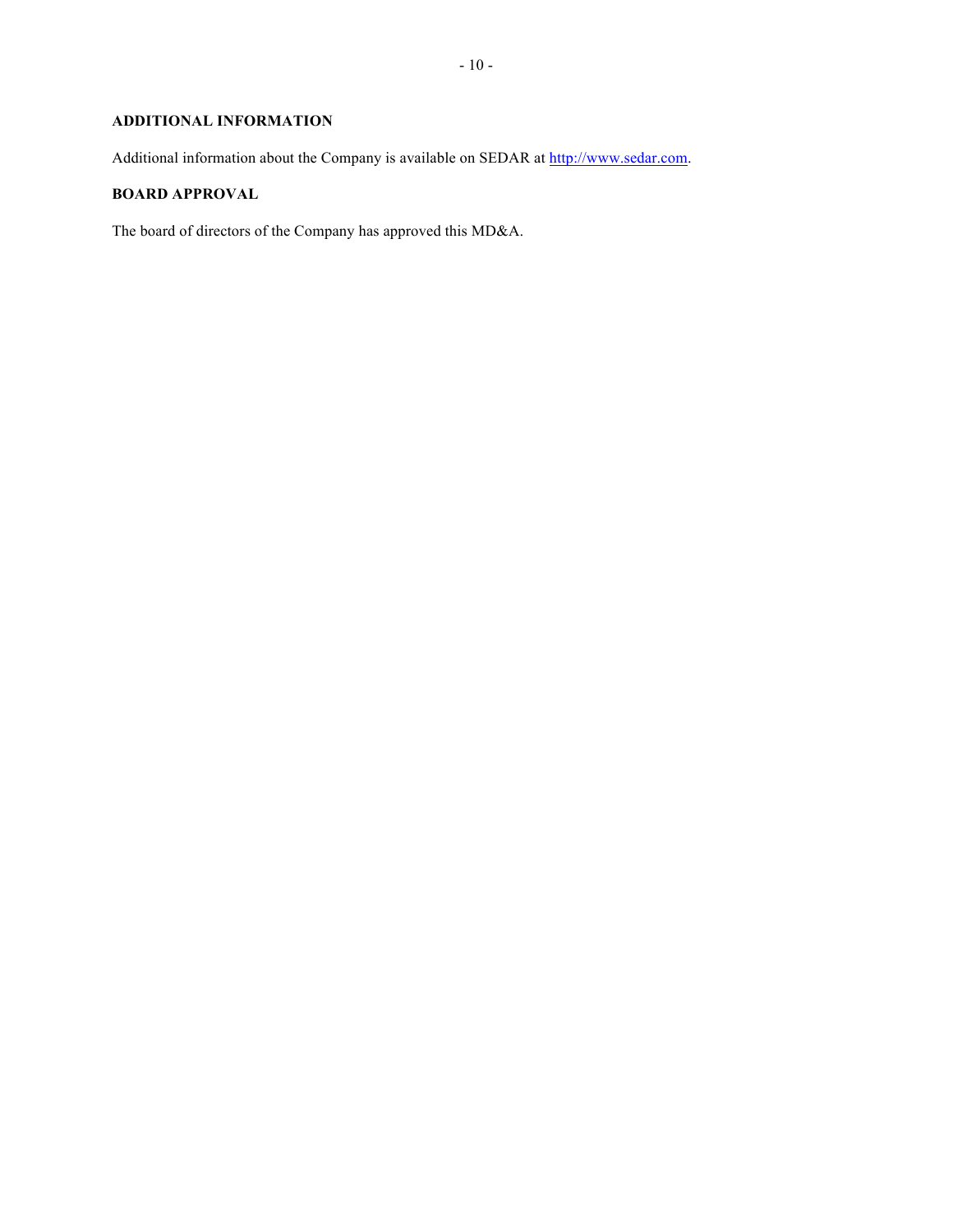**ADDITIONAL INFORMATION**

Additional information about the Company is available on SEDAR at http://www.sedar.com.

**BOARD APPROVAL**

The board of directors of the Company has approved this MD&A.